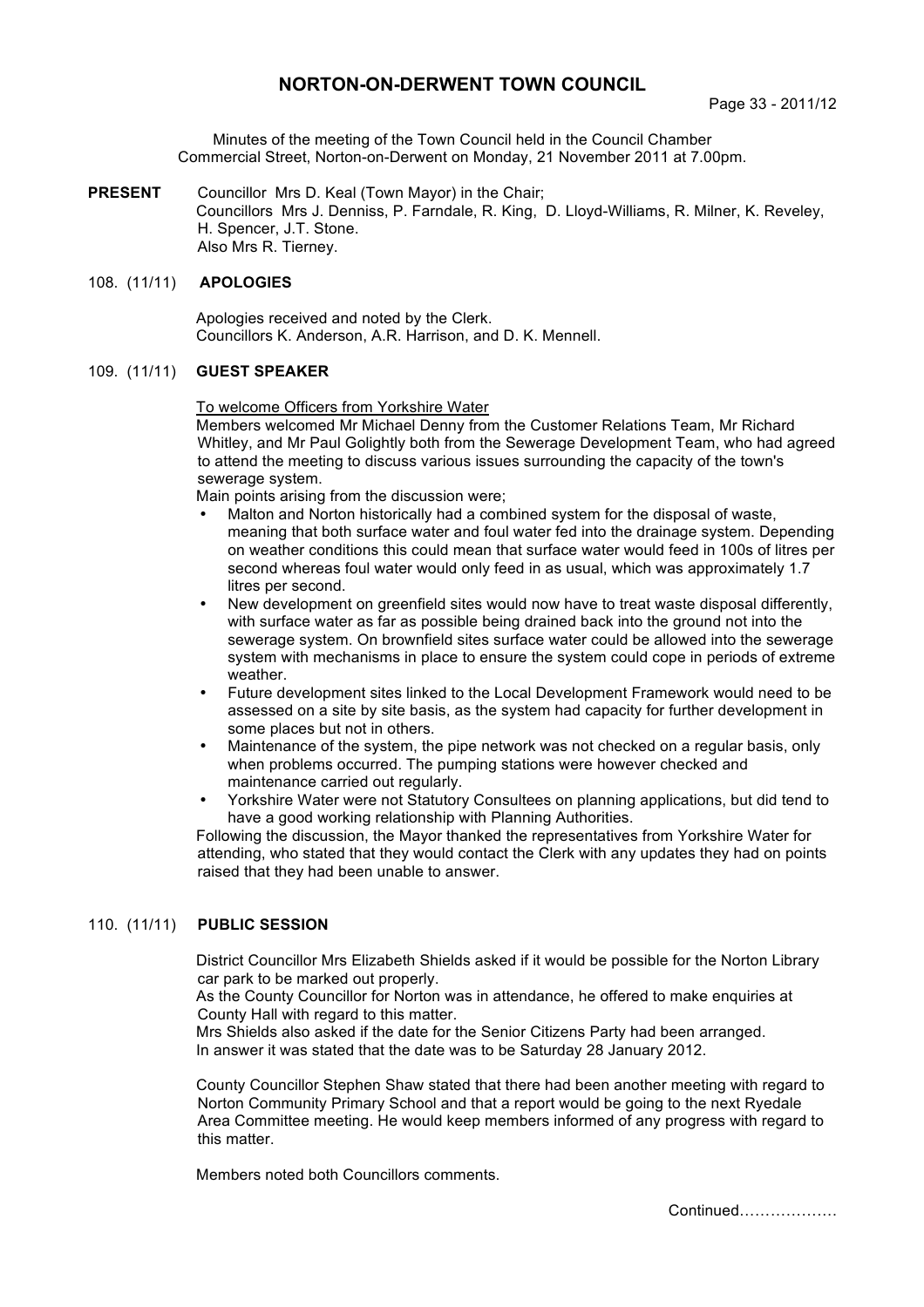# NORTON-ON-DERWENT TOWN COUNCIL

Minutes of the meeting of the Town Council held in the Council Chamber Commercial Street, Norton-on-Derwent on Monday, 21 November 2011 at 7.00pm.

**PRESENT** Councillor Mrs D. Keal (Town Mayor) in the Chair;
Councillors Mrs J. Denniss, P. Farndale, R. King, D. Lloyd-Williams, R. Milner, K. Reveley, H. Spencer, J.T. Stone.
Also Mrs R. Tierney.

## 108. (11/11) APOLOGIES

Apologies received and noted by the Clerk.
Councillors K. Anderson, A.R. Harrison, and D. K. Mennell.

## 109. (11/11) GUEST SPEAKER

To welcome Officers from Yorkshire Water

Members welcomed Mr Michael Denny from the Customer Relations Team, Mr Richard Whitley, and Mr Paul Golightly both from the Sewerage Development Team, who had agreed to attend the meeting to discuss various issues surrounding the capacity of the town's sewerage system.

Main points arising from the discussion were;

- Malton and Norton historically had a combined system for the disposal of waste, meaning that both surface water and foul water fed into the drainage system. Depending on weather conditions this could mean that surface water would feed in 100s of litres per second whereas foul water would only feed in as usual, which was approximately 1.7 litres per second.
- New development on greenfield sites would now have to treat waste disposal differently, with surface water as far as possible being drained back into the ground not into the sewerage system. On brownfield sites surface water could be allowed into the sewerage system with mechanisms in place to ensure the system could cope in periods of extreme weather.
- Future development sites linked to the Local Development Framework would need to be assessed on a site by site basis, as the system had capacity for further development in some places but not in others.
- Maintenance of the system, the pipe network was not checked on a regular basis, only when problems occurred. The pumping stations were however checked and maintenance carried out regularly.
- Yorkshire Water were not Statutory Consultees on planning applications, but did tend to have a good working relationship with Planning Authorities.

Following the discussion, the Mayor thanked the representatives from Yorkshire Water for attending, who stated that they would contact the Clerk with any updates they had on points raised that they had been unable to answer.

## 110. (11/11) PUBLIC SESSION

District Councillor Mrs Elizabeth Shields asked if it would be possible for the Norton Library car park to be marked out properly.

As the County Councillor for Norton was in attendance, he offered to make enquiries at County Hall with regard to this matter.

Mrs Shields also asked if the date for the Senior Citizens Party had been arranged.

In answer it was stated that the date was to be Saturday 28 January 2012.

County Councillor Stephen Shaw stated that there had been another meeting with regard to Norton Community Primary School and that a report would be going to the next Ryedale Area Committee meeting. He would keep members informed of any progress with regard to this matter.

Members noted both Councillors comments.

Continued……………….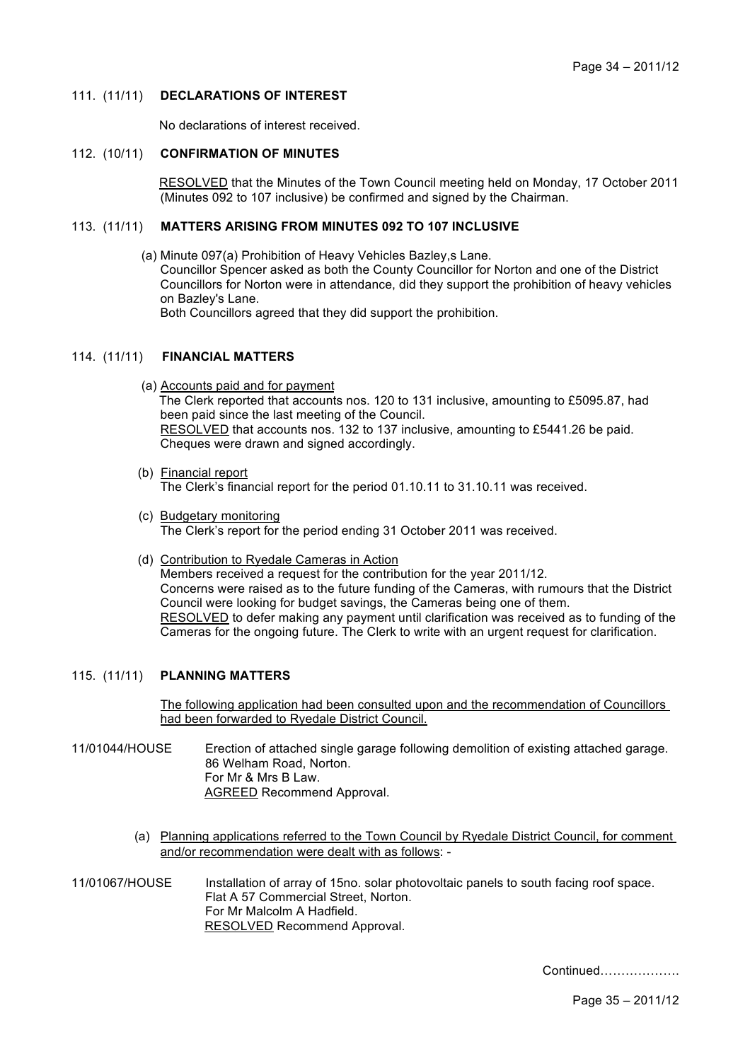## 111. (11/11) DECLARATIONS OF INTEREST

No declarations of interest received.

## 112. (10/11) CONFIRMATION OF MINUTES

RESOLVED that the Minutes of the Town Council meeting held on Monday, 17 October 2011 (Minutes 092 to 107 inclusive) be confirmed and signed by the Chairman.

## 113. (11/11) MATTERS ARISING FROM MINUTES 092 TO 107 INCLUSIVE

(a) Minute 097(a) Prohibition of Heavy Vehicles Bazley,s Lane.
Councillor Spencer asked as both the County Councillor for Norton and one of the District Councillors for Norton were in attendance, did they support the prohibition of heavy vehicles on Bazley's Lane.
Both Councillors agreed that they did support the prohibition.

## 114. (11/11) FINANCIAL MATTERS

(a) Accounts paid and for payment
The Clerk reported that accounts nos. 120 to 131 inclusive, amounting to £5095.87, had been paid since the last meeting of the Council.
RESOLVED that accounts nos. 132 to 137 inclusive, amounting to £5441.26 be paid. Cheques were drawn and signed accordingly.

(b) Financial report
The Clerk's financial report for the period 01.10.11 to 31.10.11 was received.

(c) Budgetary monitoring
The Clerk's report for the period ending 31 October 2011 was received.

(d) Contribution to Ryedale Cameras in Action
Members received a request for the contribution for the year 2011/12.
Concerns were raised as to the future funding of the Cameras, with rumours that the District Council were looking for budget savings, the Cameras being one of them.
RESOLVED to defer making any payment until clarification was received as to funding of the Cameras for the ongoing future. The Clerk to write with an urgent request for clarification.

## 115. (11/11) PLANNING MATTERS

The following application had been consulted upon and the recommendation of Councillors had been forwarded to Ryedale District Council.

11/01044/HOUSE Erection of attached single garage following demolition of existing attached garage.
86 Welham Road, Norton.
For Mr & Mrs B Law.
AGREED Recommend Approval.

(a) Planning applications referred to the Town Council by Ryedale District Council, for comment and/or recommendation were dealt with as follows: -

11/01067/HOUSE Installation of array of 15no. solar photovoltaic panels to south facing roof space.
Flat A 57 Commercial Street, Norton.
For Mr Malcolm A Hadfield.
RESOLVED Recommend Approval.

Continued……………….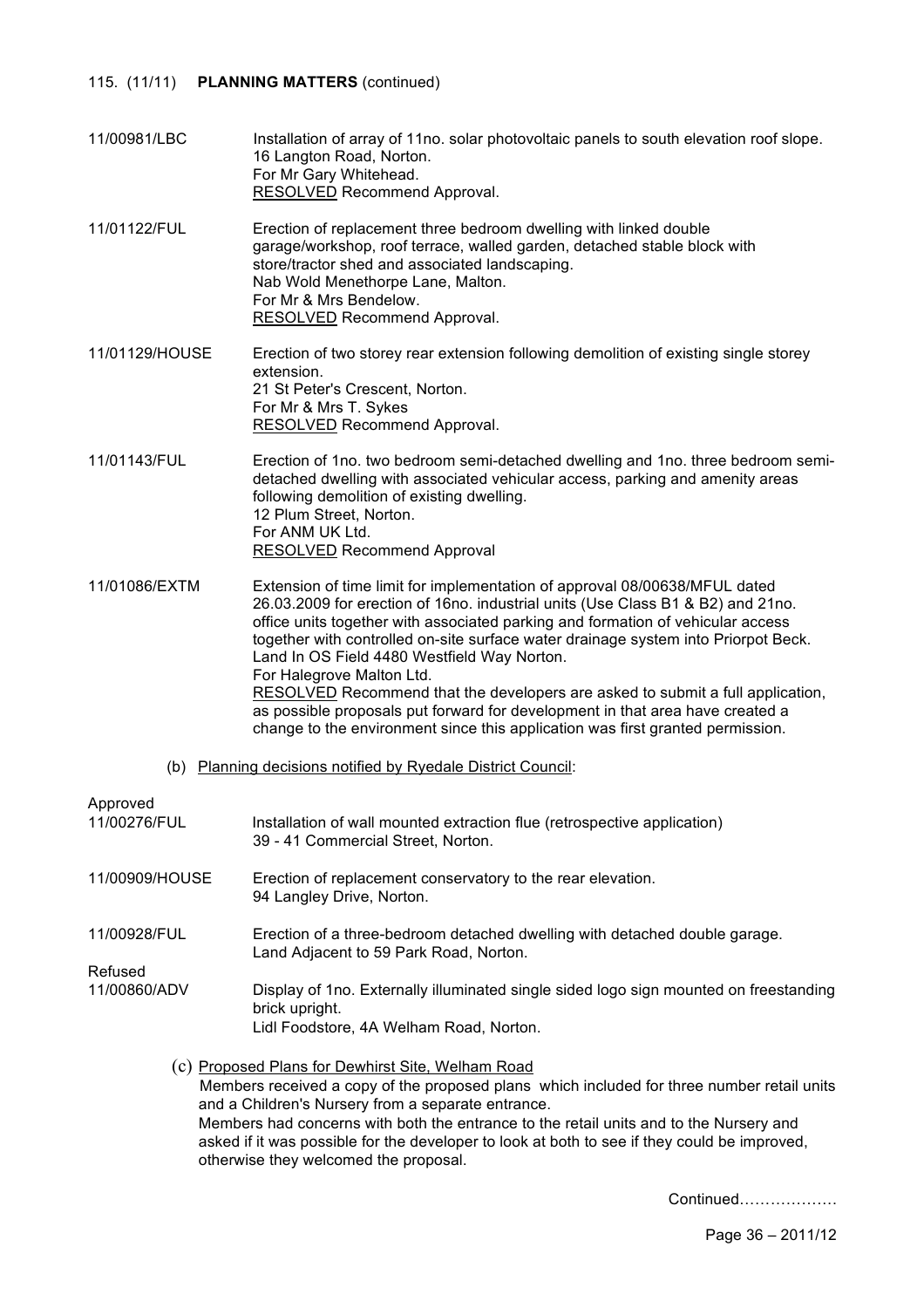115. (11/11) **PLANNING MATTERS** (continued)

11/00981/LBC — Installation of array of 11no. solar photovoltaic panels to south elevation roof slope.
16 Langton Road, Norton.
For Mr Gary Whitehead.
RESOLVED Recommend Approval.

11/01122/FUL — Erection of replacement three bedroom dwelling with linked double garage/workshop, roof terrace, walled garden, detached stable block with store/tractor shed and associated landscaping.
Nab Wold Menethorpe Lane, Malton.
For Mr & Mrs Bendelow.
RESOLVED Recommend Approval.

11/01129/HOUSE — Erection of two storey rear extension following demolition of existing single storey extension.
21 St Peter's Crescent, Norton.
For Mr & Mrs T. Sykes
RESOLVED Recommend Approval.

11/01143/FUL — Erection of 1no. two bedroom semi-detached dwelling and 1no. three bedroom semi-detached dwelling with associated vehicular access, parking and amenity areas following demolition of existing dwelling.
12 Plum Street, Norton.
For ANM UK Ltd.
RESOLVED Recommend Approval

11/01086/EXTM — Extension of time limit for implementation of approval 08/00638/MFUL dated 26.03.2009 for erection of 16no. industrial units (Use Class B1 & B2) and 21no. office units together with associated parking and formation of vehicular access together with controlled on-site surface water drainage system into Priorpot Beck.
Land In OS Field 4480 Westfield Way Norton.
For Halegrove Malton Ltd.
RESOLVED Recommend that the developers are asked to submit a full application, as possible proposals put forward for development in that area have created a change to the environment since this application was first granted permission.

(b) Planning decisions notified by Ryedale District Council:

Approved

11/00276/FUL — Installation of wall mounted extraction flue (retrospective application)
39 - 41 Commercial Street, Norton.

11/00909/HOUSE — Erection of replacement conservatory to the rear elevation.
94 Langley Drive, Norton.

11/00928/FUL — Erection of a three-bedroom detached dwelling with detached double garage.
Land Adjacent to 59 Park Road, Norton.

Refused

11/00860/ADV — Display of 1no. Externally illuminated single sided logo sign mounted on freestanding brick upright.
Lidl Foodstore, 4A Welham Road, Norton.

(c) Proposed Plans for Dewhirst Site, Welham Road

Members received a copy of the proposed plans which included for three number retail units and a Children's Nursery from a separate entrance.
Members had concerns with both the entrance to the retail units and to the Nursery and asked if it was possible for the developer to look at both to see if they could be improved, otherwise they welcomed the proposal.

Continued……………….

Page 36 – 2011/12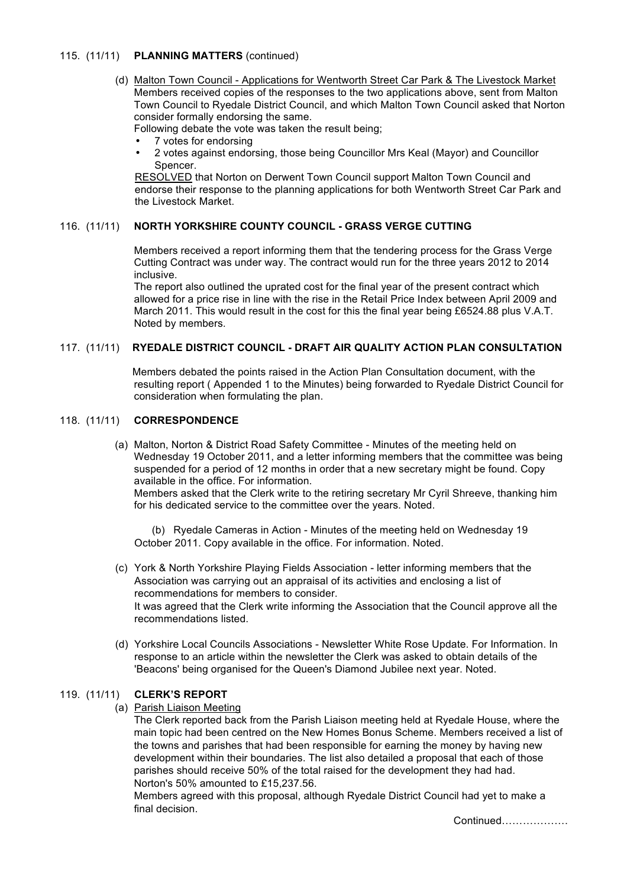115. (11/11) **PLANNING MATTERS** (continued)

(d) Malton Town Council - Applications for Wentworth Street Car Park & The Livestock Market
Members received copies of the responses to the two applications above, sent from Malton Town Council to Ryedale District Council, and which Malton Town Council asked that Norton consider formally endorsing the same.
Following debate the vote was taken the result being;

- 7 votes for endorsing
- 2 votes against endorsing, those being Councillor Mrs Keal (Mayor) and Councillor Spencer.

RESOLVED that Norton on Derwent Town Council support Malton Town Council and endorse their response to the planning applications for both Wentworth Street Car Park and the Livestock Market.

116. (11/11) **NORTH YORKSHIRE COUNTY COUNCIL - GRASS VERGE CUTTING**

Members received a report informing them that the tendering process for the Grass Verge Cutting Contract was under way. The contract would run for the three years 2012 to 2014 inclusive.
The report also outlined the uprated cost for the final year of the present contract which allowed for a price rise in line with the rise in the Retail Price Index between April 2009 and March 2011. This would result in the cost for this the final year being £6524.88 plus V.A.T. Noted by members.

117. (11/11) **RYEDALE DISTRICT COUNCIL - DRAFT AIR QUALITY ACTION PLAN CONSULTATION**

Members debated the points raised in the Action Plan Consultation document, with the resulting report ( Appended 1 to the Minutes) being forwarded to Ryedale District Council for consideration when formulating the plan.

118. (11/11) **CORRESPONDENCE**

(a) Malton, Norton & District Road Safety Committee - Minutes of the meeting held on Wednesday 19 October 2011, and a letter informing members that the committee was being suspended for a period of 12 months in order that a new secretary might be found. Copy available in the office. For information.
Members asked that the Clerk write to the retiring secretary Mr Cyril Shreeve, thanking him for his dedicated service to the committee over the years. Noted.

(b) Ryedale Cameras in Action - Minutes of the meeting held on Wednesday 19 October 2011. Copy available in the office. For information. Noted.

(c) York & North Yorkshire Playing Fields Association - letter informing members that the Association was carrying out an appraisal of its activities and enclosing a list of recommendations for members to consider.
It was agreed that the Clerk write informing the Association that the Council approve all the recommendations listed.

(d) Yorkshire Local Councils Associations - Newsletter White Rose Update. For Information. In response to an article within the newsletter the Clerk was asked to obtain details of the 'Beacons' being organised for the Queen's Diamond Jubilee next year. Noted.

119. (11/11) **CLERK'S REPORT**

(a) Parish Liaison Meeting
The Clerk reported back from the Parish Liaison meeting held at Ryedale House, where the main topic had been centred on the New Homes Bonus Scheme. Members received a list of the towns and parishes that had been responsible for earning the money by having new development within their boundaries. The list also detailed a proposal that each of those parishes should receive 50% of the total raised for the development they had had.
Norton's 50% amounted to £15,237.56.
Members agreed with this proposal, although Ryedale District Council had yet to make a final decision.

Continued………………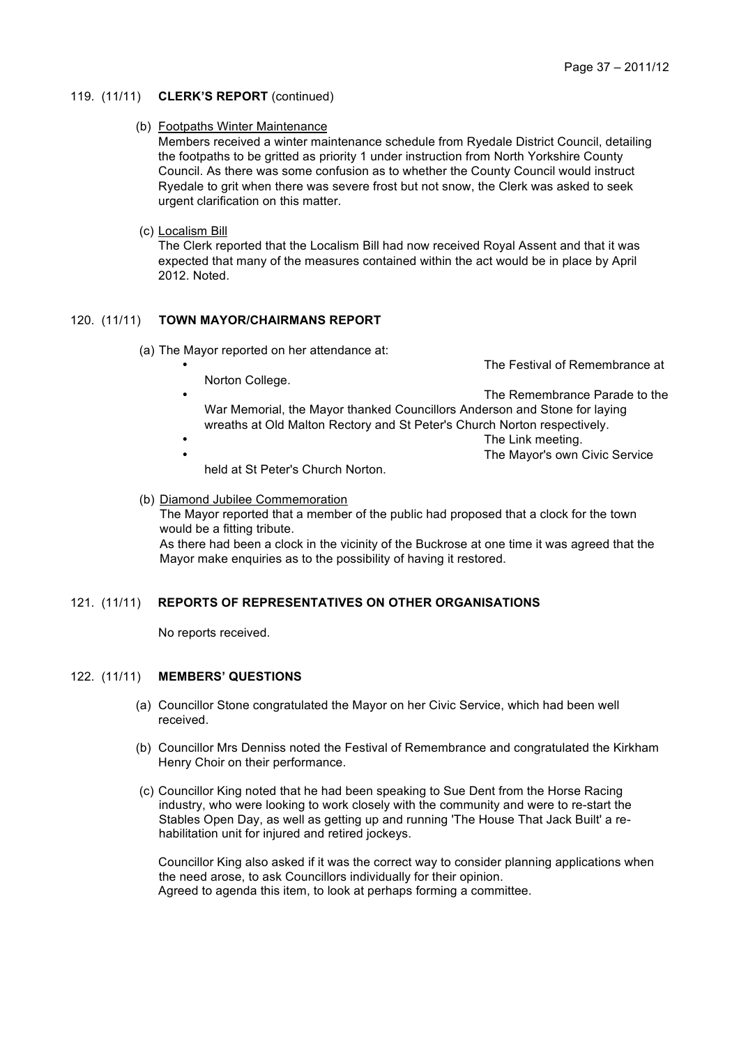## 119. (11/11) **CLERK'S REPORT** (continued)

(b) Footpaths Winter Maintenance

Members received a winter maintenance schedule from Ryedale District Council, detailing the footpaths to be gritted as priority 1 under instruction from North Yorkshire County Council. As there was some confusion as to whether the County Council would instruct Ryedale to grit when there was severe frost but not snow, the Clerk was asked to seek urgent clarification on this matter.

(c) Localism Bill

The Clerk reported that the Localism Bill had now received Royal Assent and that it was expected that many of the measures contained within the act would be in place by April 2012. Noted.

## 120. (11/11) **TOWN MAYOR/CHAIRMANS REPORT**

(a) The Mayor reported on her attendance at:

- The Festival of Remembrance at Norton College.
- The Remembrance Parade to the War Memorial, the Mayor thanked Councillors Anderson and Stone for laying wreaths at Old Malton Rectory and St Peter's Church Norton respectively.
- The Link meeting.
- The Mayor's own Civic Service held at St Peter's Church Norton.

(b) Diamond Jubilee Commemoration

The Mayor reported that a member of the public had proposed that a clock for the town would be a fitting tribute.
As there had been a clock in the vicinity of the Buckrose at one time it was agreed that the Mayor make enquiries as to the possibility of having it restored.

## 121. (11/11) **REPORTS OF REPRESENTATIVES ON OTHER ORGANISATIONS**

No reports received.

## 122. (11/11) **MEMBERS' QUESTIONS**

(a) Councillor Stone congratulated the Mayor on her Civic Service, which had been well received.

(b) Councillor Mrs Denniss noted the Festival of Remembrance and congratulated the Kirkham Henry Choir on their performance.

(c) Councillor King noted that he had been speaking to Sue Dent from the Horse Racing industry, who were looking to work closely with the community and were to re-start the Stables Open Day, as well as getting up and running 'The House That Jack Built' a re-habilitation unit for injured and retired jockeys.

Councillor King also asked if it was the correct way to consider planning applications when the need arose, to ask Councillors individually for their opinion.
Agreed to agenda this item, to look at perhaps forming a committee.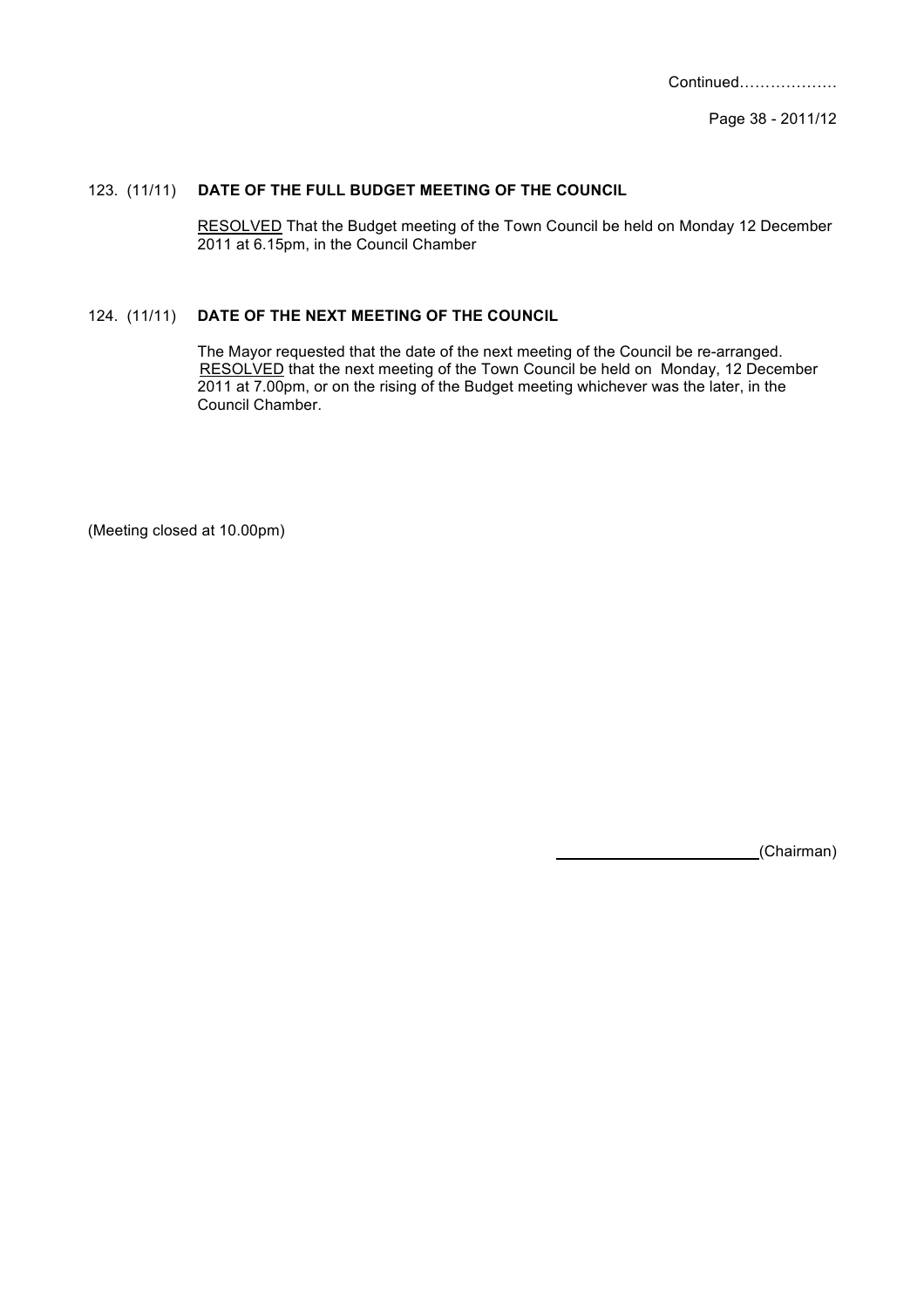### 123. (11/11) **DATE OF THE FULL BUDGET MEETING OF THE COUNCIL**

RESOLVED That the Budget meeting of the Town Council be held on Monday 12 December 2011 at 6.15pm, in the Council Chamber

### 124. (11/11) **DATE OF THE NEXT MEETING OF THE COUNCIL**

The Mayor requested that the date of the next meeting of the Council be re-arranged.
RESOLVED that the next meeting of the Town Council be held on Monday, 12 December 2011 at 7.00pm, or on the rising of the Budget meeting whichever was the later, in the Council Chamber.

(Meeting closed at 10.00pm)

\_\_\_\_\_\_\_\_\_\_\_\_\_\_\_\_\_\_\_\_\_\_\_\_(Chairman)